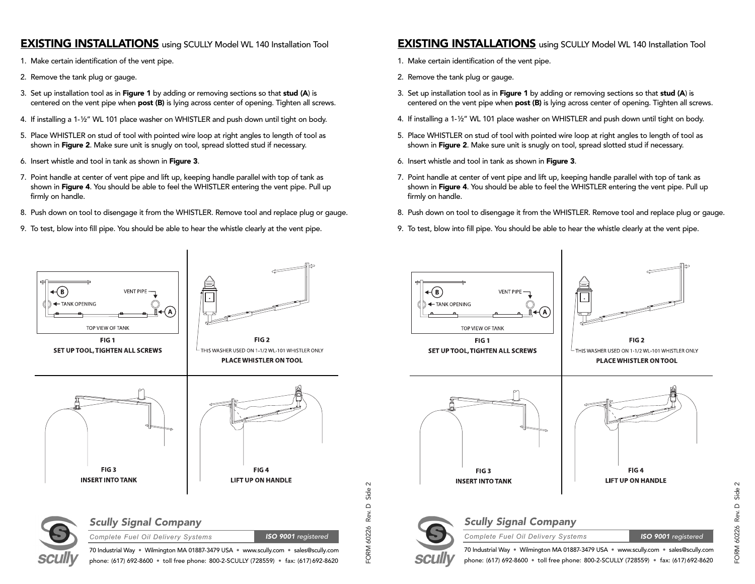## EXISTING INSTALLATIONS using SCULLY Model WL 140 Installation Tool

1. Make certain identification of the vent pipe.
2. Remove the tank plug or gauge.
3. Set up installation tool as in **Figure 1** by adding or removing sections so that **stud (A)** is centered on the vent pipe when **post (B)** is lying across center of opening. Tighten all screws.
4. If installing a 1-½" WL 101 place washer on WHISTLER and push down until tight on body.
5. Place WHISTLER on stud of tool with pointed wire loop at right angles to length of tool as shown in **Figure 2**. Make sure unit is snugly on tool, spread slotted stud if necessary.
6. Insert whistle and tool in tank as shown in **Figure 3**.
7. Point handle at center of vent pipe and lift up, keeping handle parallel with top of tank as shown in **Figure 4**. You should be able to feel the WHISTLER entering the vent pipe. Pull up firmly on handle.
8. Push down on tool to disengage it from the WHISTLER. Remove tool and replace plug or gauge.
9. To test, blow into fill pipe. You should be able to hear the whistle clearly at the vent pipe.

B — TANK OPENING — VENT PIPE — A

TOP VIEW OF TANK

**FIG 1**
**SET UP TOOL, TIGHTEN ALL SCREWS**

THIS WASHER USED ON 1-1/2 WL-101 WHISTLER ONLY

**FIG 2**
**PLACE WHISTLER ON TOOL**

**FIG 3**
**INSERT INTO TANK**

**FIG 4**
**LIFT UP ON HANDLE**

FORM 60226 Rev. D Side 2

***Scully Signal Company***

*Complete Fuel Oil Delivery Systems* — ***ISO 9001** registered*

70 Industrial Way • Wilmington MA 01887-3479 USA • www.scully.com • sales@scully.com
phone: (617) 692-8600 • toll free phone: 800-2-SCULLY (728559) • fax: (617) 692-8620

## EXISTING INSTALLATIONS using SCULLY Model WL 140 Installation Tool

1. Make certain identification of the vent pipe.
2. Remove the tank plug or gauge.
3. Set up installation tool as in **Figure 1** by adding or removing sections so that **stud (A)** is centered on the vent pipe when **post (B)** is lying across center of opening. Tighten all screws.
4. If installing a 1-½" WL 101 place washer on WHISTLER and push down until tight on body.
5. Place WHISTLER on stud of tool with pointed wire loop at right angles to length of tool as shown in **Figure 2**. Make sure unit is snugly on tool, spread slotted stud if necessary.
6. Insert whistle and tool in tank as shown in **Figure 3**.
7. Point handle at center of vent pipe and lift up, keeping handle parallel with top of tank as shown in **Figure 4**. You should be able to feel the WHISTLER entering the vent pipe. Pull up firmly on handle.
8. Push down on tool to disengage it from the WHISTLER. Remove tool and replace plug or gauge.
9. To test, blow into fill pipe. You should be able to hear the whistle clearly at the vent pipe.

B — TANK OPENING — VENT PIPE — A

TOP VIEW OF TANK

**FIG 1**
**SET UP TOOL, TIGHTEN ALL SCREWS**

THIS WASHER USED ON 1-1/2 WL-101 WHISTLER ONLY

**FIG 2**
**PLACE WHISTLER ON TOOL**

**FIG 3**
**INSERT INTO TANK**

**FIG 4**
**LIFT UP ON HANDLE**

FORM 60226 Rev. D Side 2

***Scully Signal Company***

*Complete Fuel Oil Delivery Systems* — ***ISO 9001** registered*

70 Industrial Way • Wilmington MA 01887-3479 USA • www.scully.com • sales@scully.com
phone: (617) 692-8600 • toll free phone: 800-2-SCULLY (728559) • fax: (617) 692-8620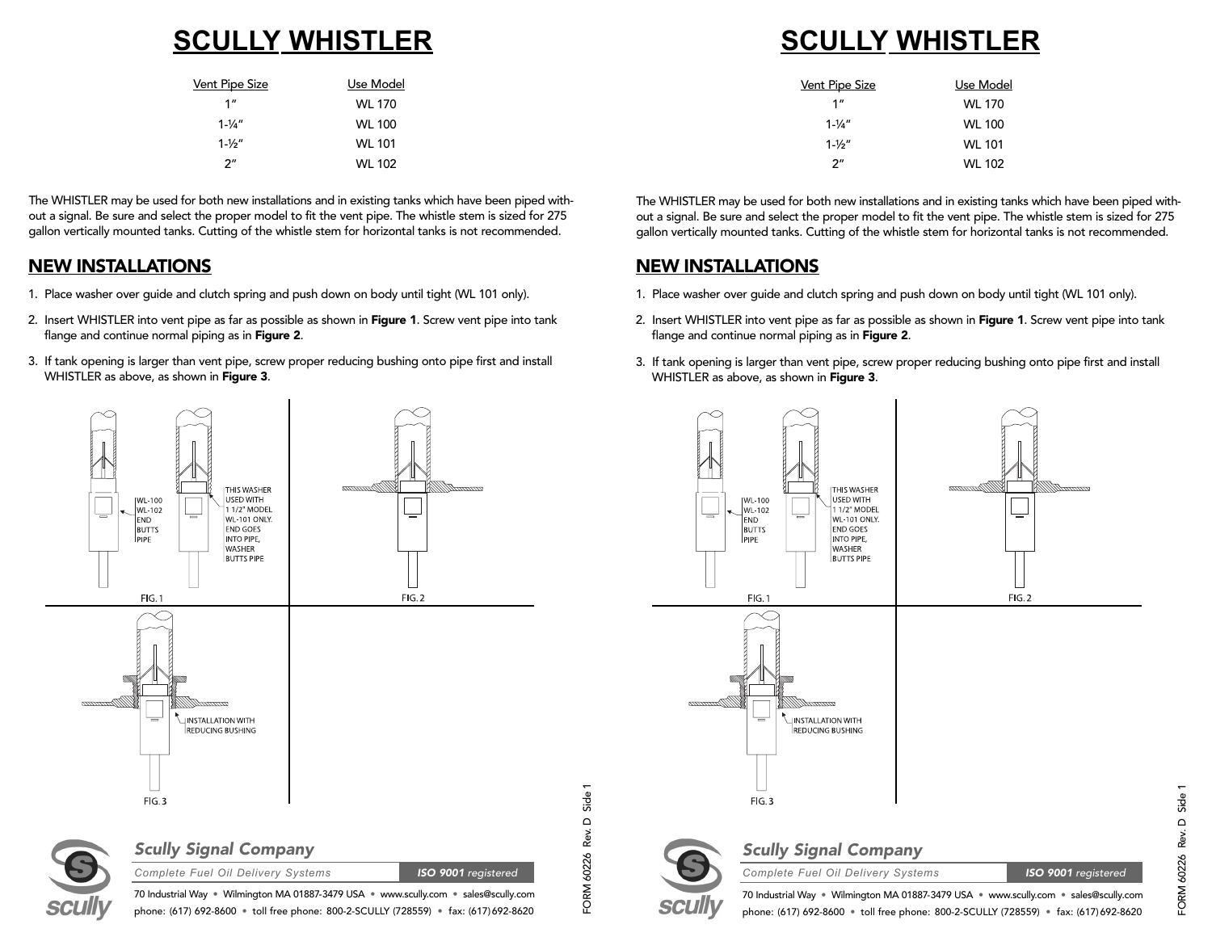# SCULLY WHISTLER

| Vent Pipe Size | Use Model |
|---|---|
| 1" | WL 170 |
| 1-¼" | WL 100 |
| 1-½" | WL 101 |
| 2" | WL 102 |

The WHISTLER may be used for both new installations and in existing tanks which have been piped without a signal. Be sure and select the proper model to fit the vent pipe. The whistle stem is sized for 275 gallon vertically mounted tanks. Cutting of the whistle stem for horizontal tanks is not recommended.

## NEW INSTALLATIONS

1. Place washer over guide and clutch spring and push down on body until tight (WL 101 only).
2. Insert WHISTLER into vent pipe as far as possible as shown in **Figure 1**. Screw vent pipe into tank flange and continue normal piping as in **Figure 2**.
3. If tank opening is larger than vent pipe, screw proper reducing bushing onto pipe first and install WHISTLER as above, as shown in **Figure 3**.

WL-100
WL-102
END
BUTTS
PIPE

THIS WASHER
USED WITH
1 1/2" MODEL
WL-101 ONLY.
END GOES
INTO PIPE,
WASHER
BUTTS PIPE

FIG. 1

FIG. 2

INSTALLATION WITH
REDUCING BUSHING

FIG. 3

FORM 60226 Rev. D Side 1

*Scully Signal Company*

*Complete Fuel Oil Delivery Systems* | ***ISO 9001** registered*

70 Industrial Way • Wilmington MA 01887-3479 USA • www.scully.com • sales@scully.com
phone: (617) 692-8600 • toll free phone: 800-2-SCULLY (728559) • fax: (617) 692-8620